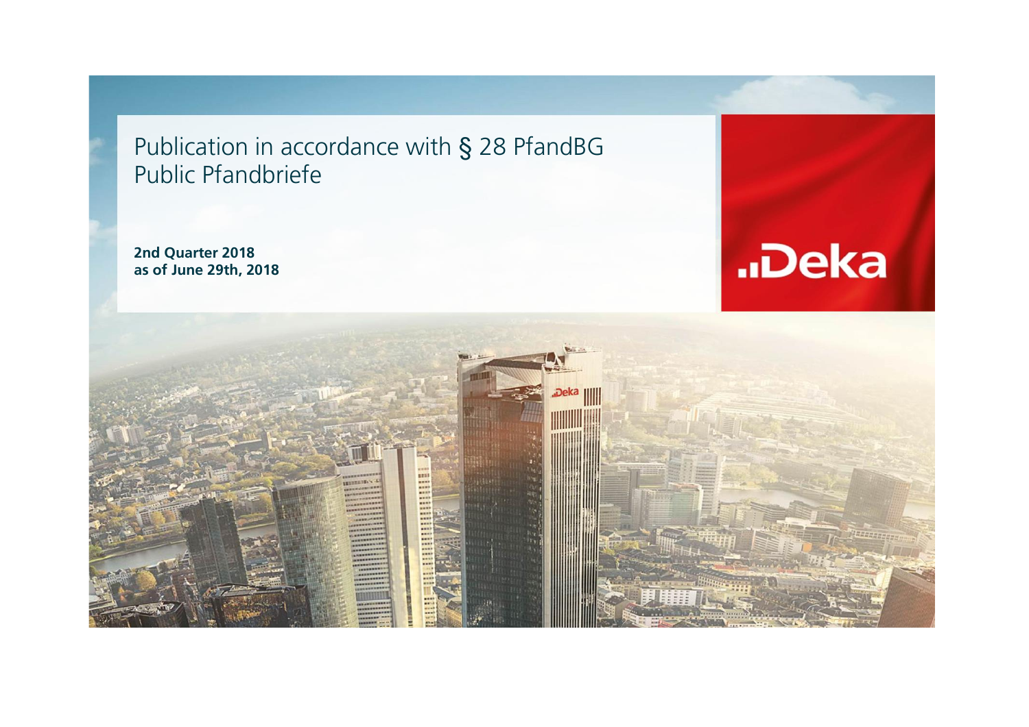# Publication in accordance with § 28 PfandBG
# Public Pfandbriefe

**2nd Quarter 2018**
**as of June 29th, 2018**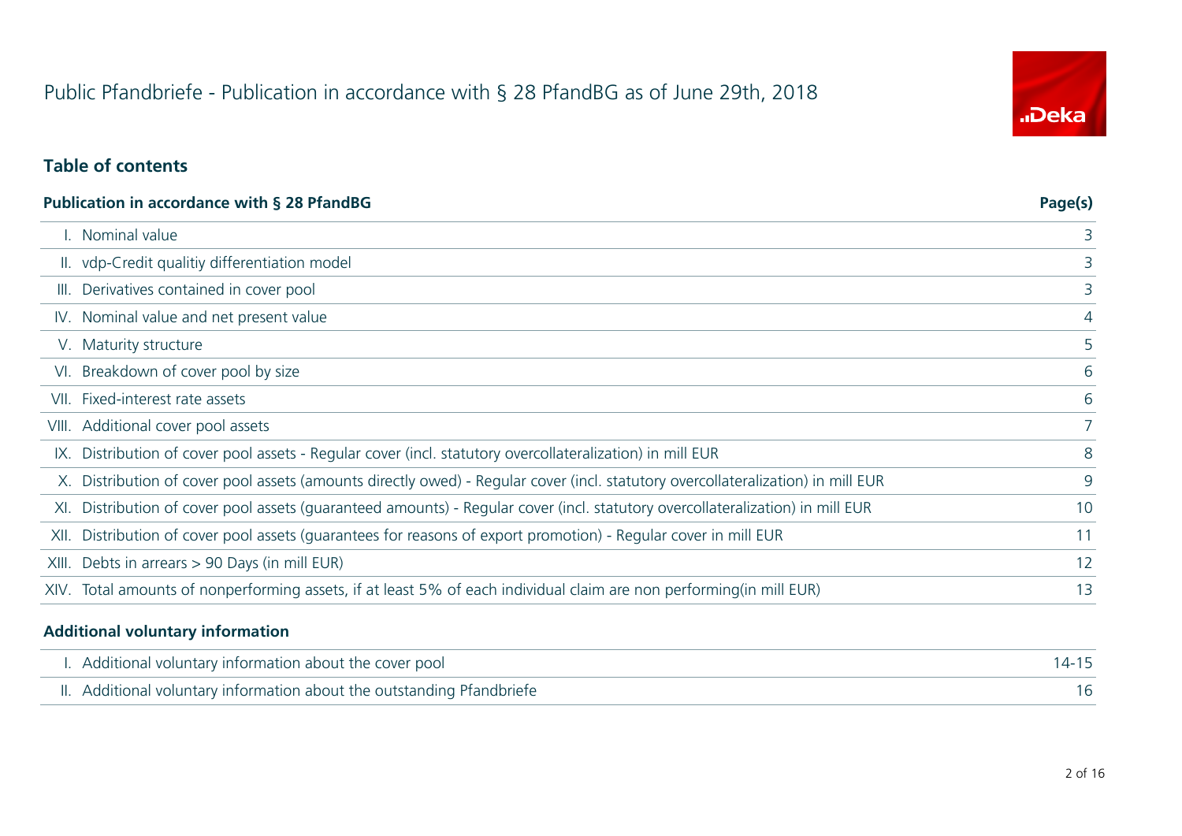# Public Pfandbriefe - Publication in accordance with § 28 PfandBG as of June 29th, 2018

## Table of contents

| Publication in accordance with § 28 PfandBG | Page(s) |
|---|---|
| I. Nominal value | 3 |
| II. vdp-Credit qualitiy differentiation model | 3 |
| III. Derivatives contained in cover pool | 3 |
| IV. Nominal value and net present value | 4 |
| V. Maturity structure | 5 |
| VI. Breakdown of cover pool by size | 6 |
| VII. Fixed-interest rate assets | 6 |
| VIII. Additional cover pool assets | 7 |
| IX. Distribution of cover pool assets - Regular cover (incl. statutory overcollateralization) in mill EUR | 8 |
| X. Distribution of cover pool assets (amounts directly owed) - Regular cover (incl. statutory overcollateralization) in mill EUR | 9 |
| XI. Distribution of cover pool assets (guaranteed amounts) - Regular cover (incl. statutory overcollateralization) in mill EUR | 10 |
| XII. Distribution of cover pool assets (guarantees for reasons of export promotion) - Regular cover in mill EUR | 11 |
| XIII. Debts in arrears > 90 Days (in mill EUR) | 12 |
| XIV. Total amounts of nonperforming assets, if at least 5% of each individual claim are non performing(in mill EUR) | 13 |

| Additional voluntary information | |
|---|---|
| I. Additional voluntary information about the cover pool | 14-15 |
| II. Additional voluntary information about the outstanding Pfandbriefe | 16 |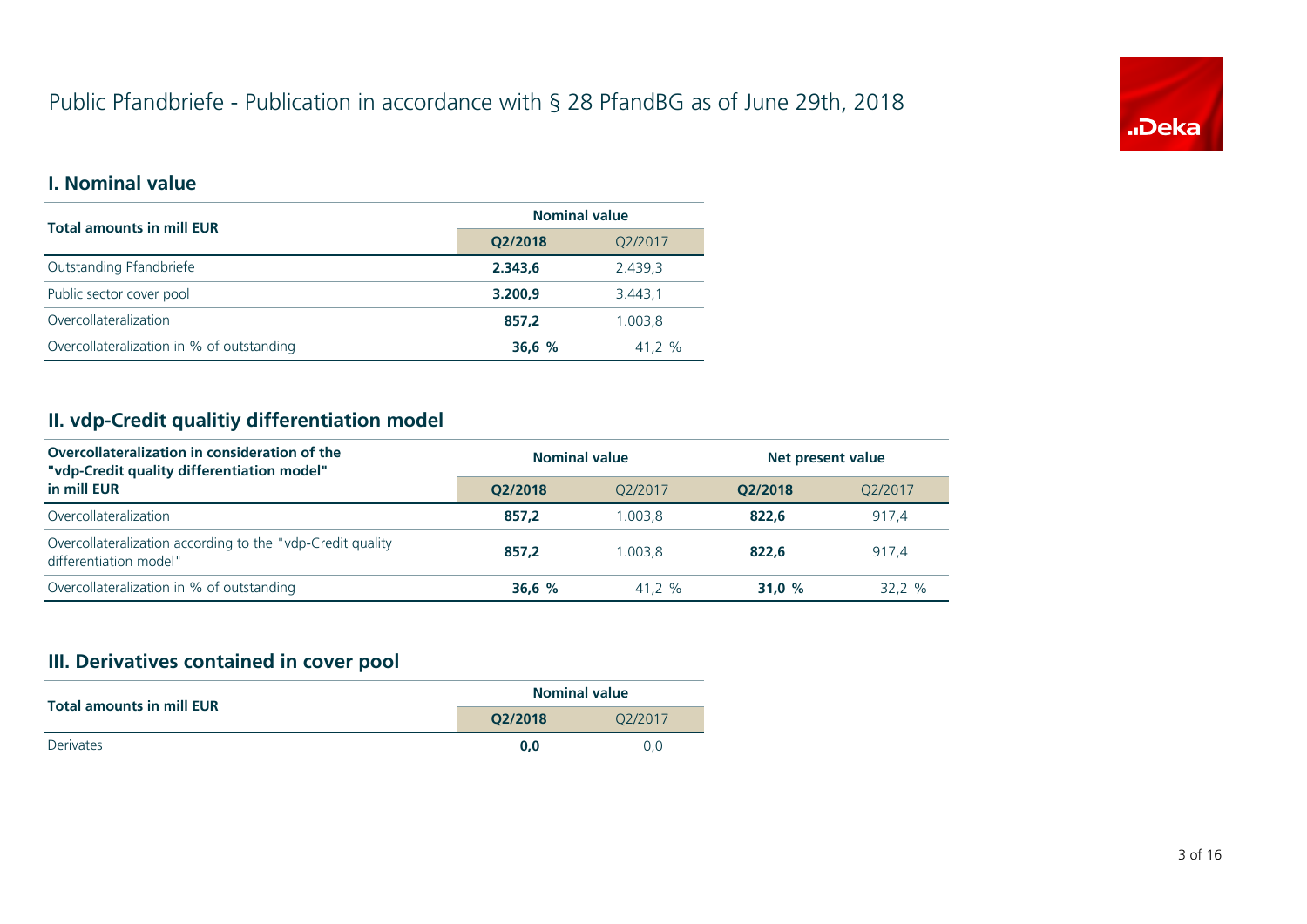# Public Pfandbriefe - Publication in accordance with § 28 PfandBG as of June 29th, 2018

## I. Nominal value

| Total amounts in mill EUR | Nominal value | |
|---|---|---|
| | **Q2/2018** | Q2/2017 |
| Outstanding Pfandbriefe | **2.343,6** | 2.439,3 |
| Public sector cover pool | **3.200,9** | 3.443,1 |
| Overcollateralization | **857,2** | 1.003,8 |
| Overcollateralization in % of outstanding | **36,6 %** | 41,2 % |

## II. vdp-Credit qualitiy differentiation model

| Overcollateralization in consideration of the "vdp-Credit quality differentiation model" in mill EUR | Nominal value | | Net present value | |
|---|---|---|---|---|
| | **Q2/2018** | Q2/2017 | **Q2/2018** | Q2/2017 |
| Overcollateralization | **857,2** | 1.003,8 | **822,6** | 917,4 |
| Overcollateralization according to the "vdp-Credit quality differentiation model" | **857,2** | 1.003,8 | **822,6** | 917,4 |
| Overcollateralization in % of outstanding | **36,6 %** | 41,2 % | **31,0 %** | 32,2 % |

## III. Derivatives contained in cover pool

| Total amounts in mill EUR | Nominal value | |
|---|---|---|
| | **Q2/2018** | Q2/2017 |
| Derivates | **0,0** | 0,0 |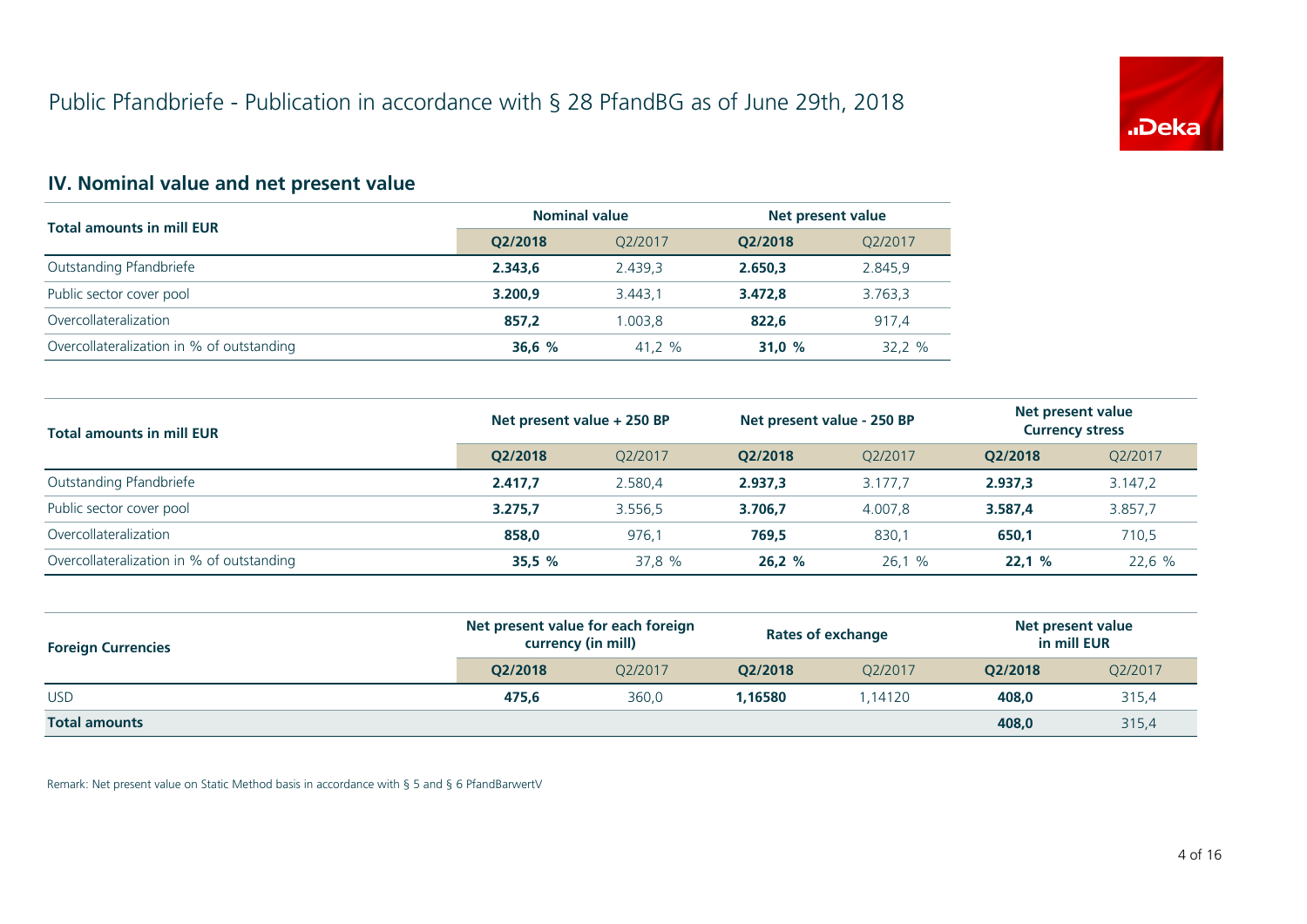# Public Pfandbriefe - Publication in accordance with § 28 PfandBG as of June 29th, 2018

## IV. Nominal value and net present value

| Total amounts in mill EUR | Nominal value | | Net present value | |
|---|---|---|---|---|
| | **Q2/2018** | Q2/2017 | **Q2/2018** | Q2/2017 |
| Outstanding Pfandbriefe | **2.343,6** | 2.439,3 | **2.650,3** | 2.845,9 |
| Public sector cover pool | **3.200,9** | 3.443,1 | **3.472,8** | 3.763,3 |
| Overcollateralization | **857,2** | 1.003,8 | **822,6** | 917,4 |
| Overcollateralization in % of outstanding | **36,6 %** | 41,2 % | **31,0 %** | 32,2 % |

| Total amounts in mill EUR | Net present value + 250 BP | | Net present value - 250 BP | | Net present value Currency stress | |
|---|---|---|---|---|---|---|
| | **Q2/2018** | Q2/2017 | **Q2/2018** | Q2/2017 | **Q2/2018** | Q2/2017 |
| Outstanding Pfandbriefe | **2.417,7** | 2.580,4 | **2.937,3** | 3.177,7 | **2.937,3** | 3.147,2 |
| Public sector cover pool | **3.275,7** | 3.556,5 | **3.706,7** | 4.007,8 | **3.587,4** | 3.857,7 |
| Overcollateralization | **858,0** | 976,1 | **769,5** | 830,1 | **650,1** | 710,5 |
| Overcollateralization in % of outstanding | **35,5 %** | 37,8 % | **26,2 %** | 26,1 % | **22,1 %** | 22,6 % |

| Foreign Currencies | Net present value for each foreign currency (in mill) | | Rates of exchange | | Net present value in mill EUR | |
|---|---|---|---|---|---|---|
| | **Q2/2018** | Q2/2017 | **Q2/2018** | Q2/2017 | **Q2/2018** | Q2/2017 |
| USD | **475,6** | 360,0 | **1,16580** | 1,14120 | **408,0** | 315,4 |
| **Total amounts** | | | | | **408,0** | 315,4 |

Remark: Net present value on Static Method basis in accordance with § 5 and § 6 PfandBarwertV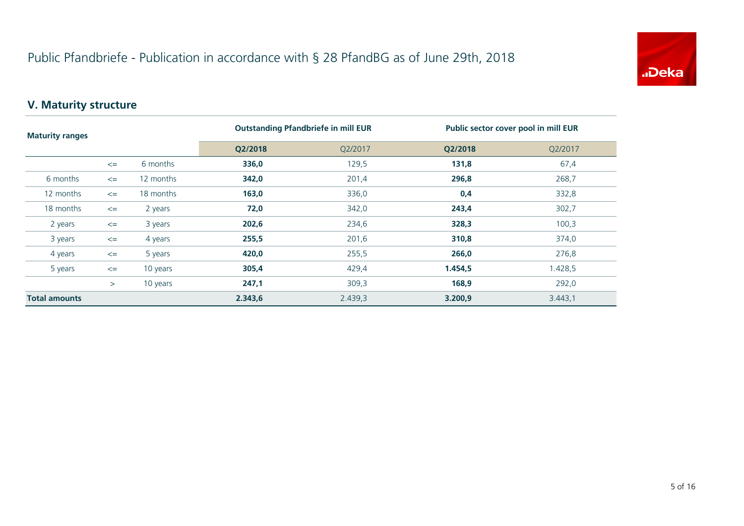# Public Pfandbriefe - Publication in accordance with § 28 PfandBG as of June 29th, 2018

## V. Maturity structure

| Maturity ranges | | | Outstanding Pfandbriefe in mill EUR | | Public sector cover pool in mill EUR | |
|---|---|---|---|---|---|---|
| | | | **Q2/2018** | Q2/2017 | **Q2/2018** | Q2/2017 |
| | <= | 6 months | **336,0** | 129,5 | **131,8** | 67,4 |
| 6 months | <= | 12 months | **342,0** | 201,4 | **296,8** | 268,7 |
| 12 months | <= | 18 months | **163,0** | 336,0 | **0,4** | 332,8 |
| 18 months | <= | 2 years | **72,0** | 342,0 | **243,4** | 302,7 |
| 2 years | <= | 3 years | **202,6** | 234,6 | **328,3** | 100,3 |
| 3 years | <= | 4 years | **255,5** | 201,6 | **310,8** | 374,0 |
| 4 years | <= | 5 years | **420,0** | 255,5 | **266,0** | 276,8 |
| 5 years | <= | 10 years | **305,4** | 429,4 | **1.454,5** | 1.428,5 |
| | > | 10 years | **247,1** | 309,3 | **168,9** | 292,0 |
| **Total amounts** | | | **2.343,6** | 2.439,3 | **3.200,9** | 3.443,1 |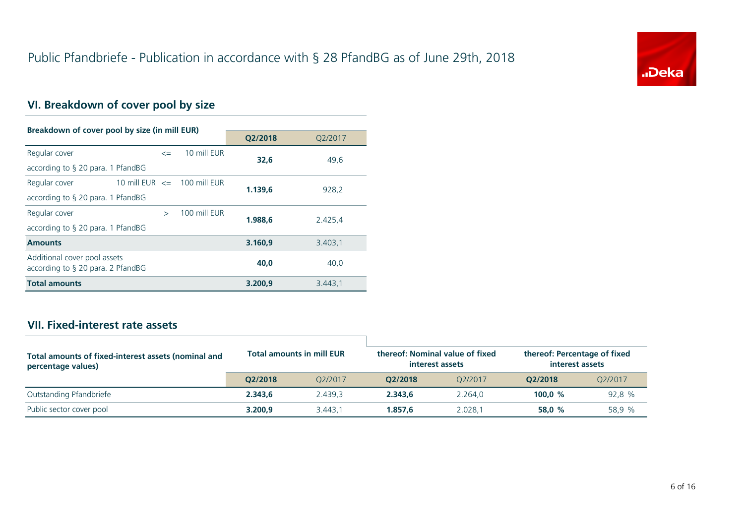# Public Pfandbriefe - Publication in accordance with § 28 PfandBG as of June 29th, 2018

## VI. Breakdown of cover pool by size

| Breakdown of cover pool by size (in mill EUR) | | | Q2/2018 | Q2/2017 |
|---|---|---|---|---|
| Regular cover according to § 20 para. 1 PfandBG | <= | 10 mill EUR | **32,6** | 49,6 |
| Regular cover according to § 20 para. 1 PfandBG | 10 mill EUR <= | 100 mill EUR | **1.139,6** | 928,2 |
| Regular cover according to § 20 para. 1 PfandBG | > | 100 mill EUR | **1.988,6** | 2.425,4 |
| **Amounts** | | | **3.160,9** | 3.403,1 |
| Additional cover pool assets according to § 20 para. 2 PfandBG | | | **40,0** | 40,0 |
| **Total amounts** | | | **3.200,9** | 3.443,1 |

## VII. Fixed-interest rate assets

| Total amounts of fixed-interest assets (nominal and percentage values) | Total amounts in mill EUR | | thereof: Nominal value of fixed interest assets | | thereof: Percentage of fixed interest assets | |
|---|---|---|---|---|---|---|
| | Q2/2018 | Q2/2017 | Q2/2018 | Q2/2017 | Q2/2018 | Q2/2017 |
| Outstanding Pfandbriefe | **2.343,6** | 2.439,3 | **2.343,6** | 2.264,0 | **100,0 %** | 92,8 % |
| Public sector cover pool | **3.200,9** | 3.443,1 | **1.857,6** | 2.028,1 | **58,0 %** | 58,9 % |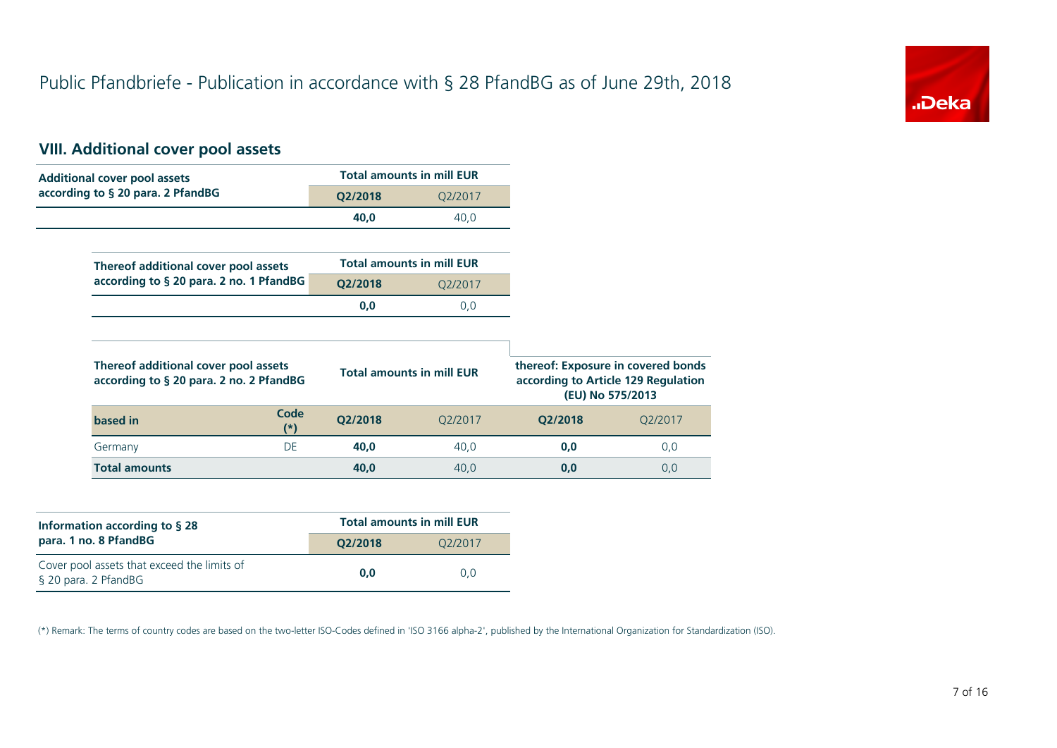# Public Pfandbriefe - Publication in accordance with § 28 PfandBG as of June 29th, 2018

## VIII. Additional cover pool assets

| Additional cover pool assets according to § 20 para. 2 PfandBG | Total amounts in mill EUR | |
|---|---|---|
| | **Q2/2018** | Q2/2017 |
| | **40,0** | 40,0 |

| Thereof additional cover pool assets according to § 20 para. 2 no. 1 PfandBG | Total amounts in mill EUR | |
|---|---|---|
| | **Q2/2018** | Q2/2017 |
| | **0,0** | 0,0 |

| Thereof additional cover pool assets according to § 20 para. 2 no. 2 PfandBG | | Total amounts in mill EUR | | thereof: Exposure in covered bonds according to Article 129 Regulation (EU) No 575/2013 | |
|---|---|---|---|---|---|
| **based in** | **Code (*)** | **Q2/2018** | Q2/2017 | **Q2/2018** | Q2/2017 |
| Germany | DE | **40,0** | 40,0 | **0,0** | 0,0 |
| **Total amounts** | | **40,0** | 40,0 | **0,0** | 0,0 |

| Information according to § 28 para. 1 no. 8 PfandBG | Total amounts in mill EUR | |
|---|---|---|
| | **Q2/2018** | Q2/2017 |
| Cover pool assets that exceed the limits of § 20 para. 2 PfandBG | **0,0** | 0,0 |

(*) Remark: The terms of country codes are based on the two-letter ISO-Codes defined in 'ISO 3166 alpha-2', published by the International Organization for Standardization (ISO).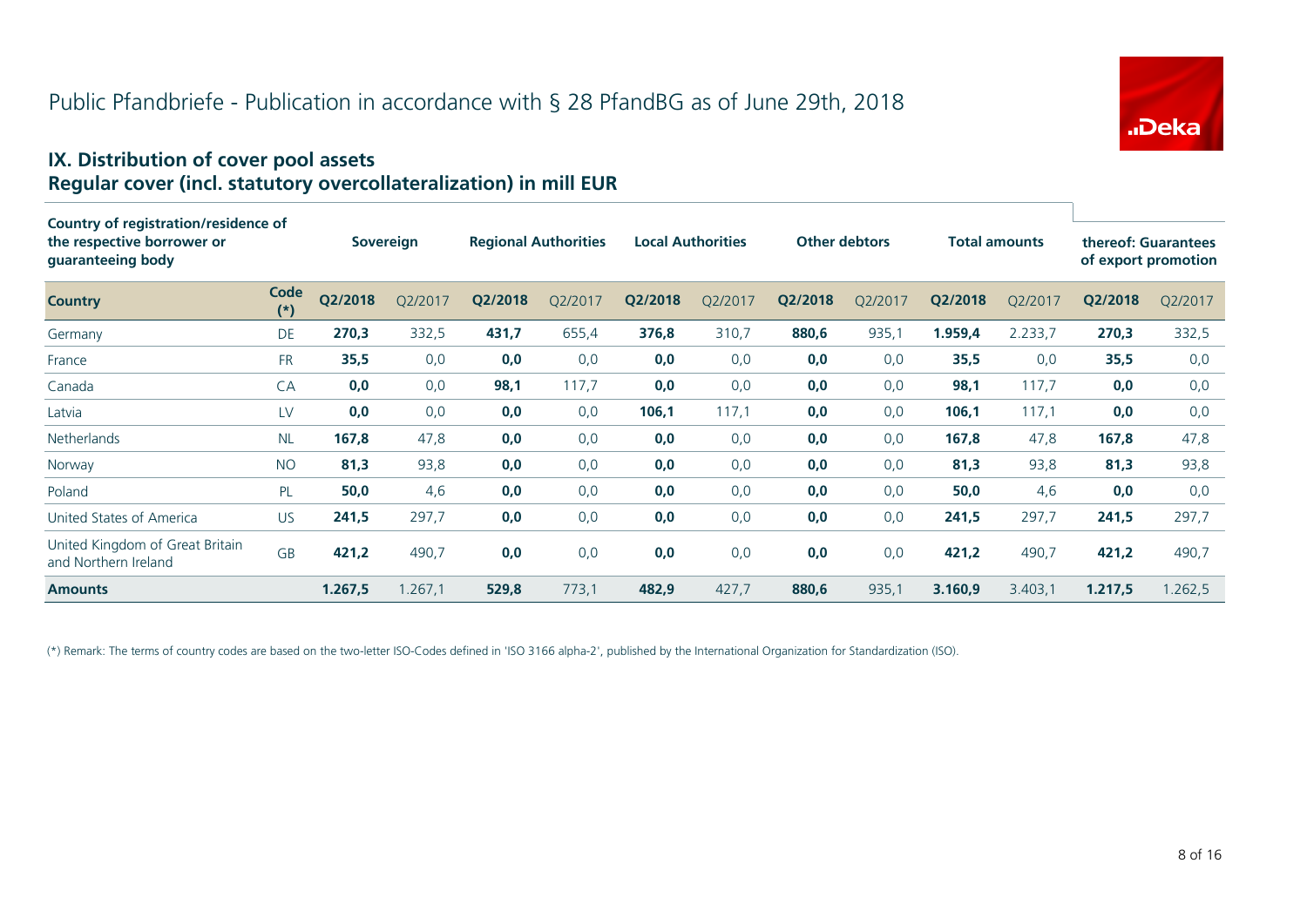# Public Pfandbriefe - Publication in accordance with § 28 PfandBG as of June 29th, 2018

## IX. Distribution of cover pool assets
## Regular cover (incl. statutory overcollateralization) in mill EUR

| Country of registration/residence of the respective borrower or guaranteeing body | | Sovereign | | Regional Authorities | | Local Authorities | | Other debtors | | Total amounts | | thereof: Guarantees of export promotion | |
|---|---|---|---|---|---|---|---|---|---|---|---|---|---|
| **Country** | **Code (*)** | **Q2/2018** | Q2/2017 | **Q2/2018** | Q2/2017 | **Q2/2018** | Q2/2017 | **Q2/2018** | Q2/2017 | **Q2/2018** | Q2/2017 | **Q2/2018** | Q2/2017 |
| Germany | DE | **270,3** | 332,5 | **431,7** | 655,4 | **376,8** | 310,7 | **880,6** | 935,1 | **1.959,4** | 2.233,7 | **270,3** | 332,5 |
| France | FR | **35,5** | 0,0 | **0,0** | 0,0 | **0,0** | 0,0 | **0,0** | 0,0 | **35,5** | 0,0 | **35,5** | 0,0 |
| Canada | CA | **0,0** | 0,0 | **98,1** | 117,7 | **0,0** | 0,0 | **0,0** | 0,0 | **98,1** | 117,7 | **0,0** | 0,0 |
| Latvia | LV | **0,0** | 0,0 | **0,0** | 0,0 | **106,1** | 117,1 | **0,0** | 0,0 | **106,1** | 117,1 | **0,0** | 0,0 |
| Netherlands | NL | **167,8** | 47,8 | **0,0** | 0,0 | **0,0** | 0,0 | **0,0** | 0,0 | **167,8** | 47,8 | **167,8** | 47,8 |
| Norway | NO | **81,3** | 93,8 | **0,0** | 0,0 | **0,0** | 0,0 | **0,0** | 0,0 | **81,3** | 93,8 | **81,3** | 93,8 |
| Poland | PL | **50,0** | 4,6 | **0,0** | 0,0 | **0,0** | 0,0 | **0,0** | 0,0 | **50,0** | 4,6 | **0,0** | 0,0 |
| United States of America | US | **241,5** | 297,7 | **0,0** | 0,0 | **0,0** | 0,0 | **0,0** | 0,0 | **241,5** | 297,7 | **241,5** | 297,7 |
| United Kingdom of Great Britain and Northern Ireland | GB | **421,2** | 490,7 | **0,0** | 0,0 | **0,0** | 0,0 | **0,0** | 0,0 | **421,2** | 490,7 | **421,2** | 490,7 |
| **Amounts** | | **1.267,5** | 1.267,1 | **529,8** | 773,1 | **482,9** | 427,7 | **880,6** | 935,1 | **3.160,9** | 3.403,1 | **1.217,5** | 1.262,5 |

(*) Remark: The terms of country codes are based on the two-letter ISO-Codes defined in 'ISO 3166 alpha-2', published by the International Organization for Standardization (ISO).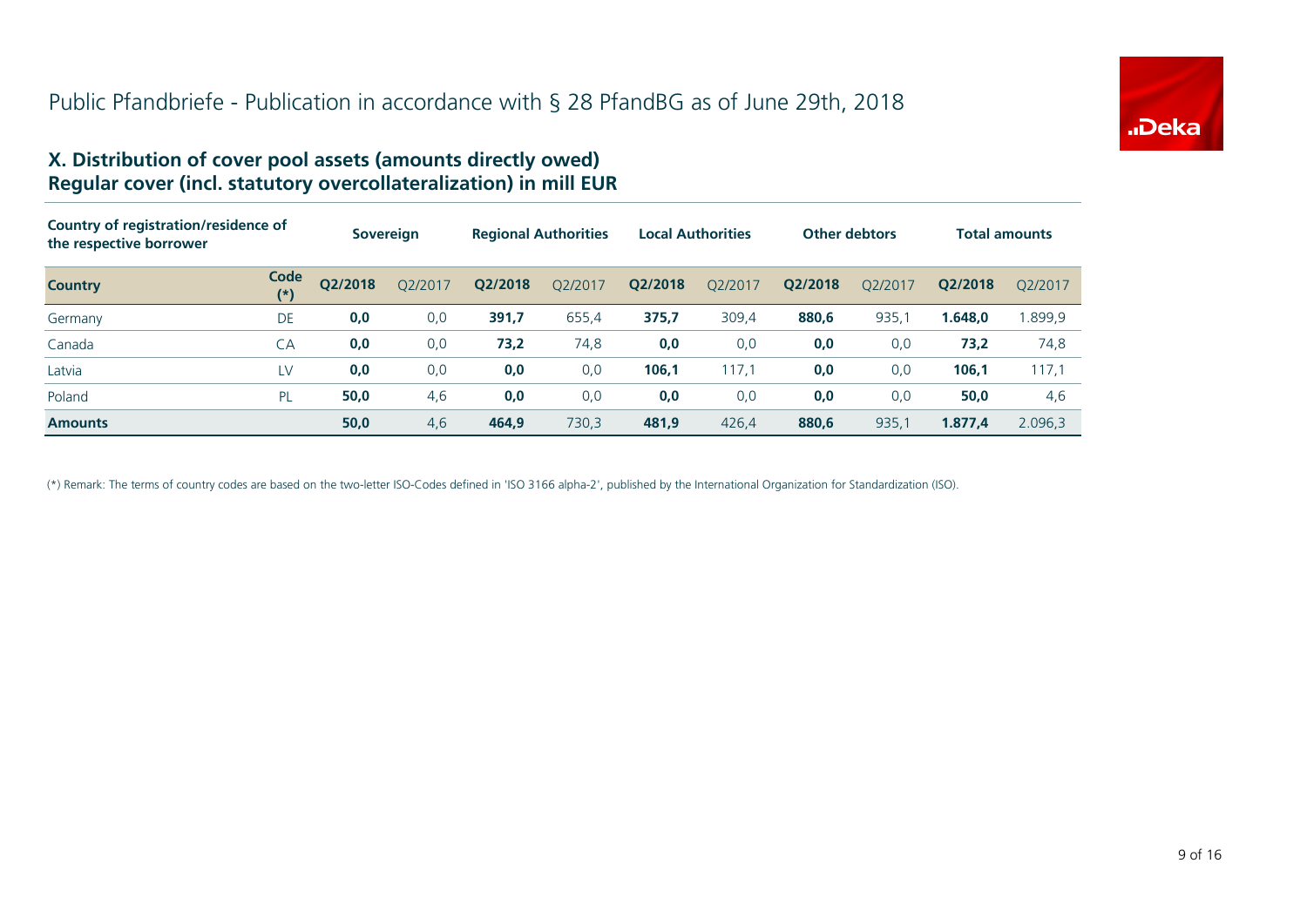# Public Pfandbriefe - Publication in accordance with § 28 PfandBG as of June 29th, 2018

## X. Distribution of cover pool assets (amounts directly owed)
## Regular cover (incl. statutory overcollateralization) in mill EUR

| Country of registration/residence of the respective borrower | | Sovereign | | Regional Authorities | | Local Authorities | | Other debtors | | Total amounts | |
|---|---|---|---|---|---|---|---|---|---|---|---|
| **Country** | **Code (*)** | **Q2/2018** | Q2/2017 | **Q2/2018** | Q2/2017 | **Q2/2018** | Q2/2017 | **Q2/2018** | Q2/2017 | **Q2/2018** | Q2/2017 |
| Germany | DE | **0,0** | 0,0 | **391,7** | 655,4 | **375,7** | 309,4 | **880,6** | 935,1 | **1.648,0** | 1.899,9 |
| Canada | CA | **0,0** | 0,0 | **73,2** | 74,8 | **0,0** | 0,0 | **0,0** | 0,0 | **73,2** | 74,8 |
| Latvia | LV | **0,0** | 0,0 | **0,0** | 0,0 | **106,1** | 117,1 | **0,0** | 0,0 | **106,1** | 117,1 |
| Poland | PL | **50,0** | 4,6 | **0,0** | 0,0 | **0,0** | 0,0 | **0,0** | 0,0 | **50,0** | 4,6 |
| **Amounts** | | **50,0** | 4,6 | **464,9** | 730,3 | **481,9** | 426,4 | **880,6** | 935,1 | **1.877,4** | 2.096,3 |

(*) Remark: The terms of country codes are based on the two-letter ISO-Codes defined in 'ISO 3166 alpha-2', published by the International Organization for Standardization (ISO).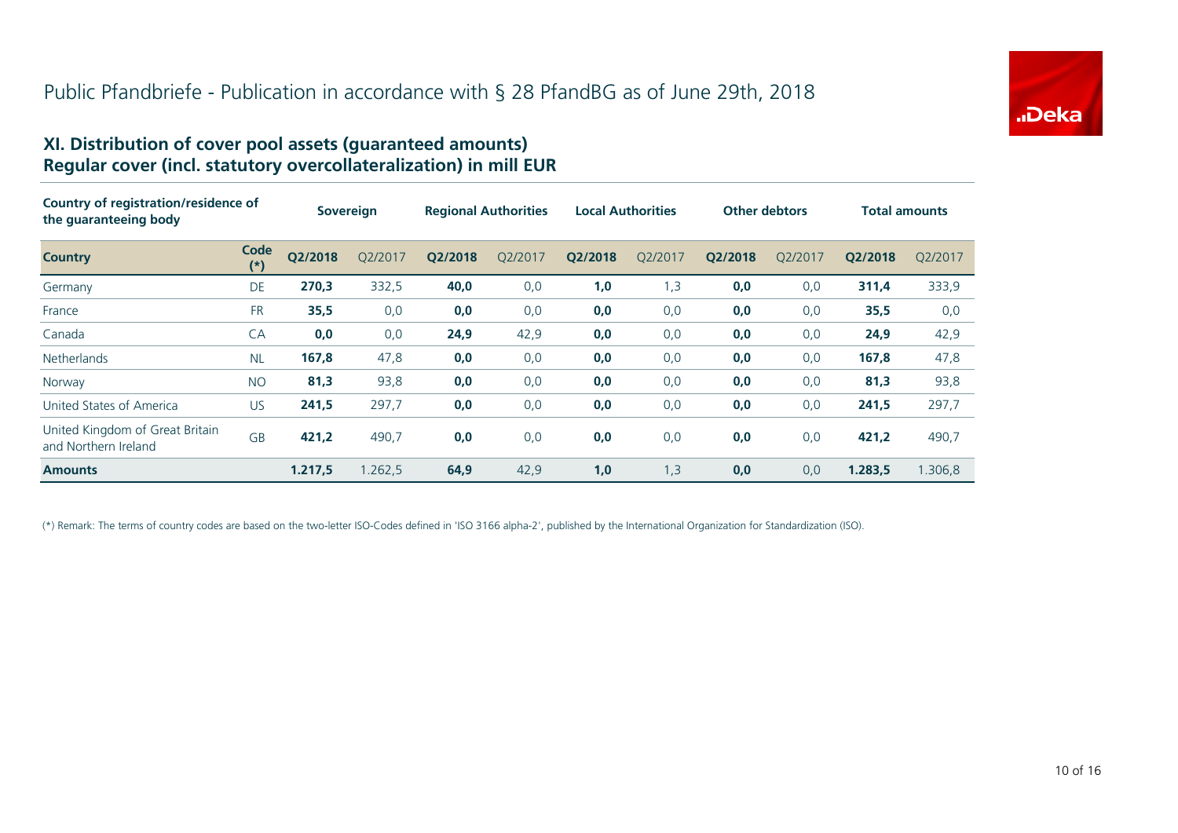# Public Pfandbriefe - Publication in accordance with § 28 PfandBG as of June 29th, 2018

## XI. Distribution of cover pool assets (guaranteed amounts)
## Regular cover (incl. statutory overcollateralization) in mill EUR

| Country of registration/residence of the guaranteeing body | | Sovereign | | Regional Authorities | | Local Authorities | | Other debtors | | Total amounts | |
|---|---|---|---|---|---|---|---|---|---|---|---|
| **Country** | **Code (*)** | **Q2/2018** | Q2/2017 | **Q2/2018** | Q2/2017 | **Q2/2018** | Q2/2017 | **Q2/2018** | Q2/2017 | **Q2/2018** | Q2/2017 |
| Germany | DE | **270,3** | 332,5 | **40,0** | 0,0 | **1,0** | 1,3 | **0,0** | 0,0 | **311,4** | 333,9 |
| France | FR | **35,5** | 0,0 | **0,0** | 0,0 | **0,0** | 0,0 | **0,0** | 0,0 | **35,5** | 0,0 |
| Canada | CA | **0,0** | 0,0 | **24,9** | 42,9 | **0,0** | 0,0 | **0,0** | 0,0 | **24,9** | 42,9 |
| Netherlands | NL | **167,8** | 47,8 | **0,0** | 0,0 | **0,0** | 0,0 | **0,0** | 0,0 | **167,8** | 47,8 |
| Norway | NO | **81,3** | 93,8 | **0,0** | 0,0 | **0,0** | 0,0 | **0,0** | 0,0 | **81,3** | 93,8 |
| United States of America | US | **241,5** | 297,7 | **0,0** | 0,0 | **0,0** | 0,0 | **0,0** | 0,0 | **241,5** | 297,7 |
| United Kingdom of Great Britain and Northern Ireland | GB | **421,2** | 490,7 | **0,0** | 0,0 | **0,0** | 0,0 | **0,0** | 0,0 | **421,2** | 490,7 |
| **Amounts** | | **1.217,5** | 1.262,5 | **64,9** | 42,9 | **1,0** | 1,3 | **0,0** | 0,0 | **1.283,5** | 1.306,8 |

(*) Remark: The terms of country codes are based on the two-letter ISO-Codes defined in 'ISO 3166 alpha-2', published by the International Organization for Standardization (ISO).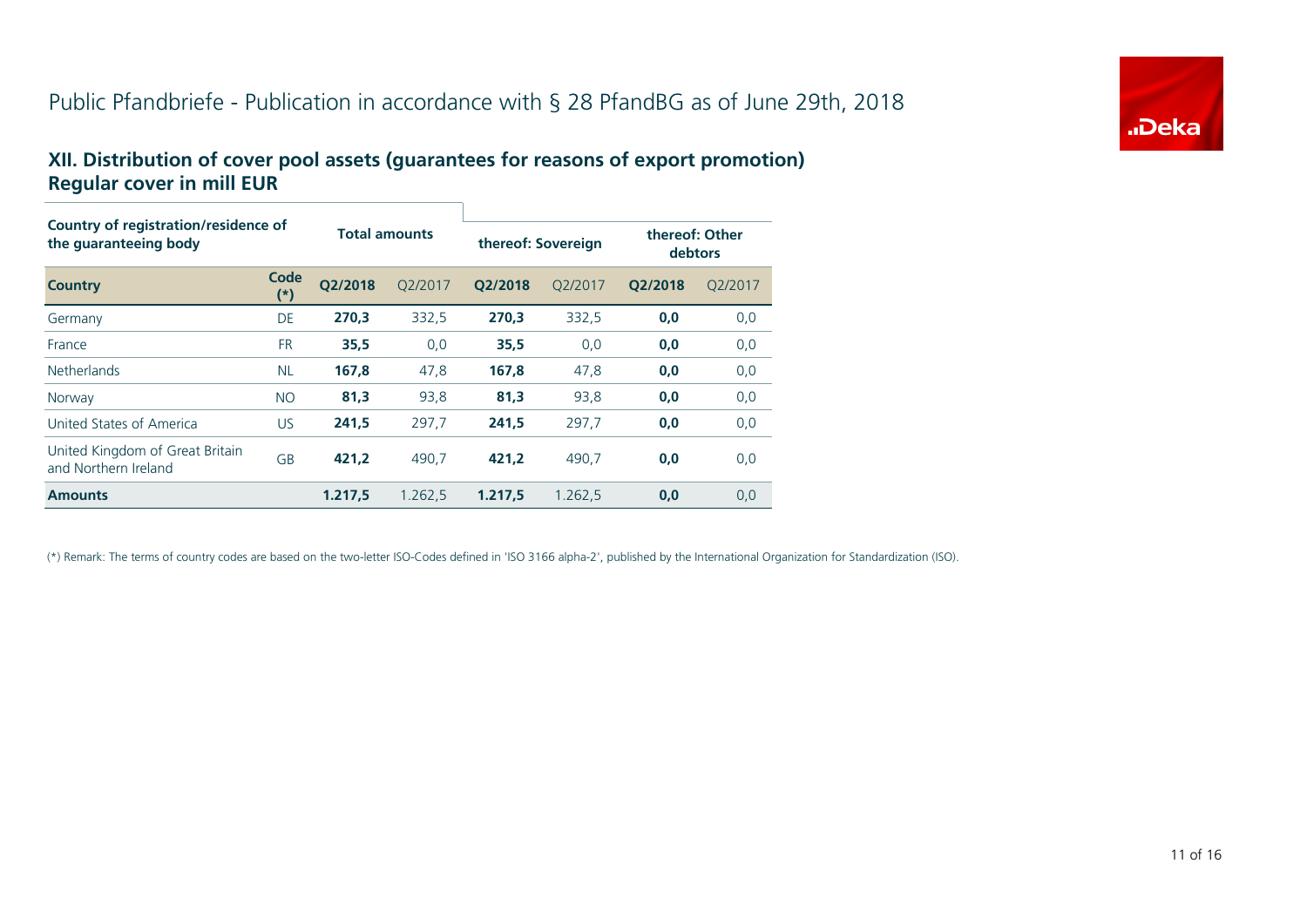# Public Pfandbriefe - Publication in accordance with § 28 PfandBG as of June 29th, 2018

## XII. Distribution of cover pool assets (guarantees for reasons of export promotion)
## Regular cover in mill EUR

| Country of registration/residence of the guaranteeing body | | Total amounts | | thereof: Sovereign | | thereof: Other debtors | |
|---|---|---|---|---|---|---|---|
| **Country** | **Code (*)** | **Q2/2018** | Q2/2017 | **Q2/2018** | Q2/2017 | **Q2/2018** | Q2/2017 |
| Germany | DE | **270,3** | 332,5 | **270,3** | 332,5 | **0,0** | 0,0 |
| France | FR | **35,5** | 0,0 | **35,5** | 0,0 | **0,0** | 0,0 |
| Netherlands | NL | **167,8** | 47,8 | **167,8** | 47,8 | **0,0** | 0,0 |
| Norway | NO | **81,3** | 93,8 | **81,3** | 93,8 | **0,0** | 0,0 |
| United States of America | US | **241,5** | 297,7 | **241,5** | 297,7 | **0,0** | 0,0 |
| United Kingdom of Great Britain and Northern Ireland | GB | **421,2** | 490,7 | **421,2** | 490,7 | **0,0** | 0,0 |
| **Amounts** | | **1.217,5** | 1.262,5 | **1.217,5** | 1.262,5 | **0,0** | 0,0 |

(*) Remark: The terms of country codes are based on the two-letter ISO-Codes defined in 'ISO 3166 alpha-2', published by the International Organization for Standardization (ISO).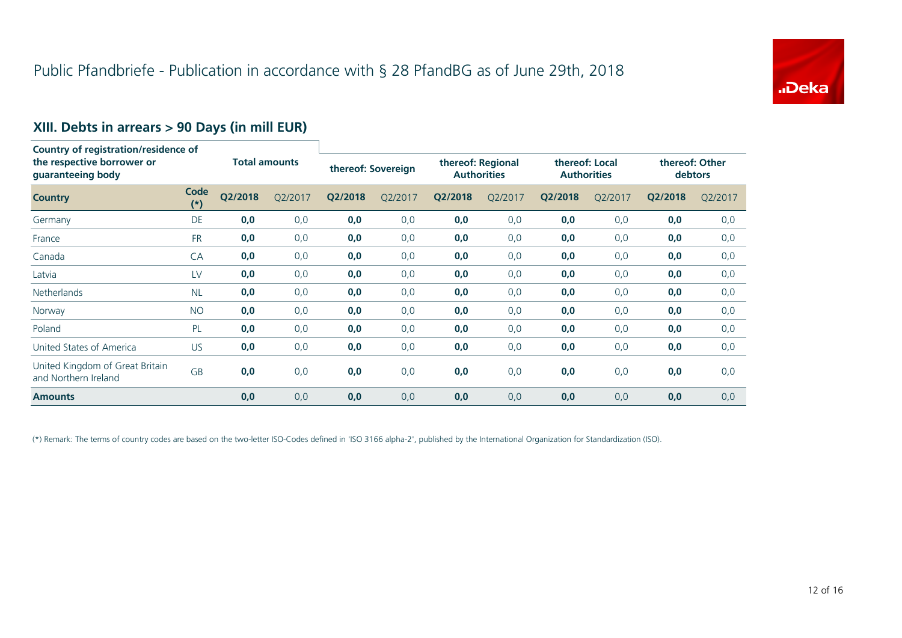# Public Pfandbriefe - Publication in accordance with § 28 PfandBG as of June 29th, 2018

## XIII. Debts in arrears > 90 Days (in mill EUR)

| Country of registration/residence of the respective borrower or guaranteeing body | | Total amounts | | thereof: Sovereign | | thereof: Regional Authorities | | thereof: Local Authorities | | thereof: Other debtors | |
|---|---|---|---|---|---|---|---|---|---|---|---|
| **Country** | **Code (*)** | **Q2/2018** | Q2/2017 | **Q2/2018** | Q2/2017 | **Q2/2018** | Q2/2017 | **Q2/2018** | Q2/2017 | **Q2/2018** | Q2/2017 |
| Germany | DE | **0,0** | 0,0 | **0,0** | 0,0 | **0,0** | 0,0 | **0,0** | 0,0 | **0,0** | 0,0 |
| France | FR | **0,0** | 0,0 | **0,0** | 0,0 | **0,0** | 0,0 | **0,0** | 0,0 | **0,0** | 0,0 |
| Canada | CA | **0,0** | 0,0 | **0,0** | 0,0 | **0,0** | 0,0 | **0,0** | 0,0 | **0,0** | 0,0 |
| Latvia | LV | **0,0** | 0,0 | **0,0** | 0,0 | **0,0** | 0,0 | **0,0** | 0,0 | **0,0** | 0,0 |
| Netherlands | NL | **0,0** | 0,0 | **0,0** | 0,0 | **0,0** | 0,0 | **0,0** | 0,0 | **0,0** | 0,0 |
| Norway | NO | **0,0** | 0,0 | **0,0** | 0,0 | **0,0** | 0,0 | **0,0** | 0,0 | **0,0** | 0,0 |
| Poland | PL | **0,0** | 0,0 | **0,0** | 0,0 | **0,0** | 0,0 | **0,0** | 0,0 | **0,0** | 0,0 |
| United States of America | US | **0,0** | 0,0 | **0,0** | 0,0 | **0,0** | 0,0 | **0,0** | 0,0 | **0,0** | 0,0 |
| United Kingdom of Great Britain and Northern Ireland | GB | **0,0** | 0,0 | **0,0** | 0,0 | **0,0** | 0,0 | **0,0** | 0,0 | **0,0** | 0,0 |
| **Amounts** | | **0,0** | 0,0 | **0,0** | 0,0 | **0,0** | 0,0 | **0,0** | 0,0 | **0,0** | 0,0 |

(*) Remark: The terms of country codes are based on the two-letter ISO-Codes defined in 'ISO 3166 alpha-2', published by the International Organization for Standardization (ISO).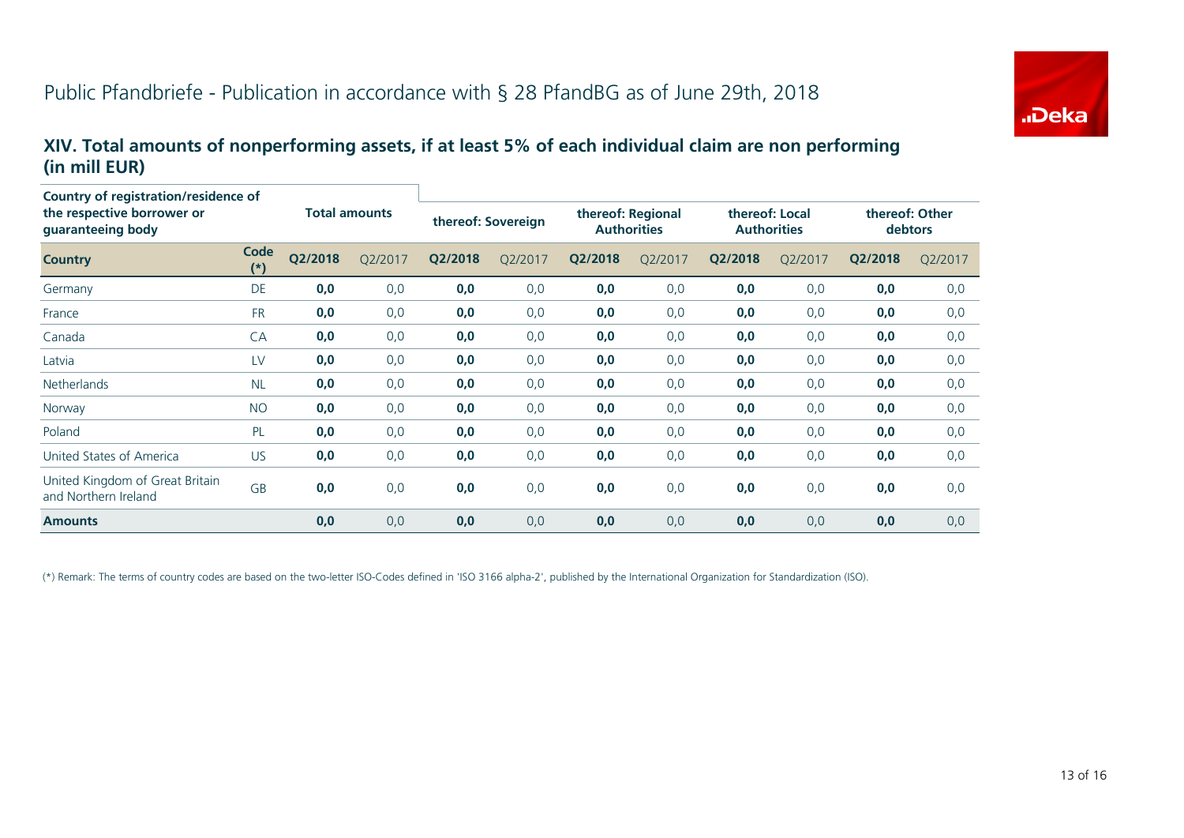# Public Pfandbriefe - Publication in accordance with § 28 PfandBG as of June 29th, 2018

## XIV. Total amounts of nonperforming assets, if at least 5% of each individual claim are non performing (in mill EUR)

| Country of registration/residence of the respective borrower or guaranteeing body | | Total amounts | | thereof: Sovereign | | thereof: Regional Authorities | | thereof: Local Authorities | | thereof: Other debtors | |
|---|---|---|---|---|---|---|---|---|---|---|---|
| **Country** | **Code (*)** | **Q2/2018** | Q2/2017 | **Q2/2018** | Q2/2017 | **Q2/2018** | Q2/2017 | **Q2/2018** | Q2/2017 | **Q2/2018** | Q2/2017 |
| Germany | DE | **0,0** | 0,0 | **0,0** | 0,0 | **0,0** | 0,0 | **0,0** | 0,0 | **0,0** | 0,0 |
| France | FR | **0,0** | 0,0 | **0,0** | 0,0 | **0,0** | 0,0 | **0,0** | 0,0 | **0,0** | 0,0 |
| Canada | CA | **0,0** | 0,0 | **0,0** | 0,0 | **0,0** | 0,0 | **0,0** | 0,0 | **0,0** | 0,0 |
| Latvia | LV | **0,0** | 0,0 | **0,0** | 0,0 | **0,0** | 0,0 | **0,0** | 0,0 | **0,0** | 0,0 |
| Netherlands | NL | **0,0** | 0,0 | **0,0** | 0,0 | **0,0** | 0,0 | **0,0** | 0,0 | **0,0** | 0,0 |
| Norway | NO | **0,0** | 0,0 | **0,0** | 0,0 | **0,0** | 0,0 | **0,0** | 0,0 | **0,0** | 0,0 |
| Poland | PL | **0,0** | 0,0 | **0,0** | 0,0 | **0,0** | 0,0 | **0,0** | 0,0 | **0,0** | 0,0 |
| United States of America | US | **0,0** | 0,0 | **0,0** | 0,0 | **0,0** | 0,0 | **0,0** | 0,0 | **0,0** | 0,0 |
| United Kingdom of Great Britain and Northern Ireland | GB | **0,0** | 0,0 | **0,0** | 0,0 | **0,0** | 0,0 | **0,0** | 0,0 | **0,0** | 0,0 |
| **Amounts** | | **0,0** | 0,0 | **0,0** | 0,0 | **0,0** | 0,0 | **0,0** | 0,0 | **0,0** | 0,0 |

(*) Remark: The terms of country codes are based on the two-letter ISO-Codes defined in 'ISO 3166 alpha-2', published by the International Organization for Standardization (ISO).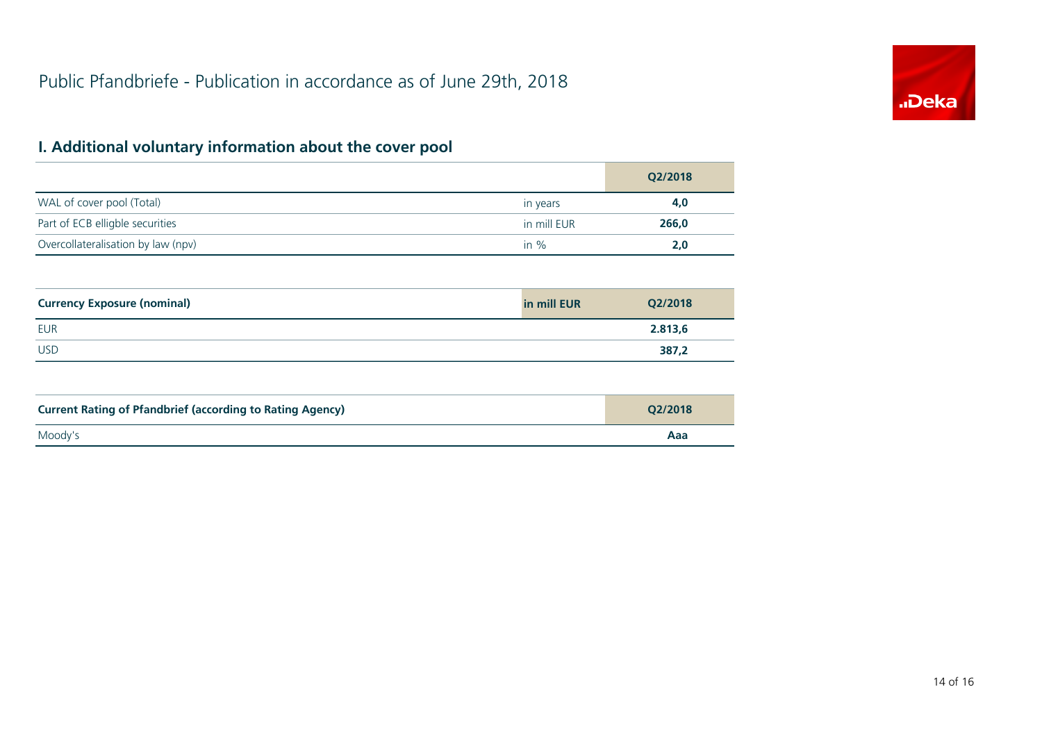# Public Pfandbriefe - Publication in accordance as of June 29th, 2018

## I. Additional voluntary information about the cover pool

| | | Q2/2018 |
|---|---|---|
| WAL of cover pool (Total) | in years | **4,0** |
| Part of ECB elligble securities | in mill EUR | **266,0** |
| Overcollateralisation by law (npv) | in % | **2,0** |

| Currency Exposure (nominal) | in mill EUR | Q2/2018 |
|---|---|---|
| EUR | | **2.813,6** |
| USD | | **387,2** |

| Current Rating of Pfandbrief (according to Rating Agency) | Q2/2018 |
|---|---|
| Moody's | **Aaa** |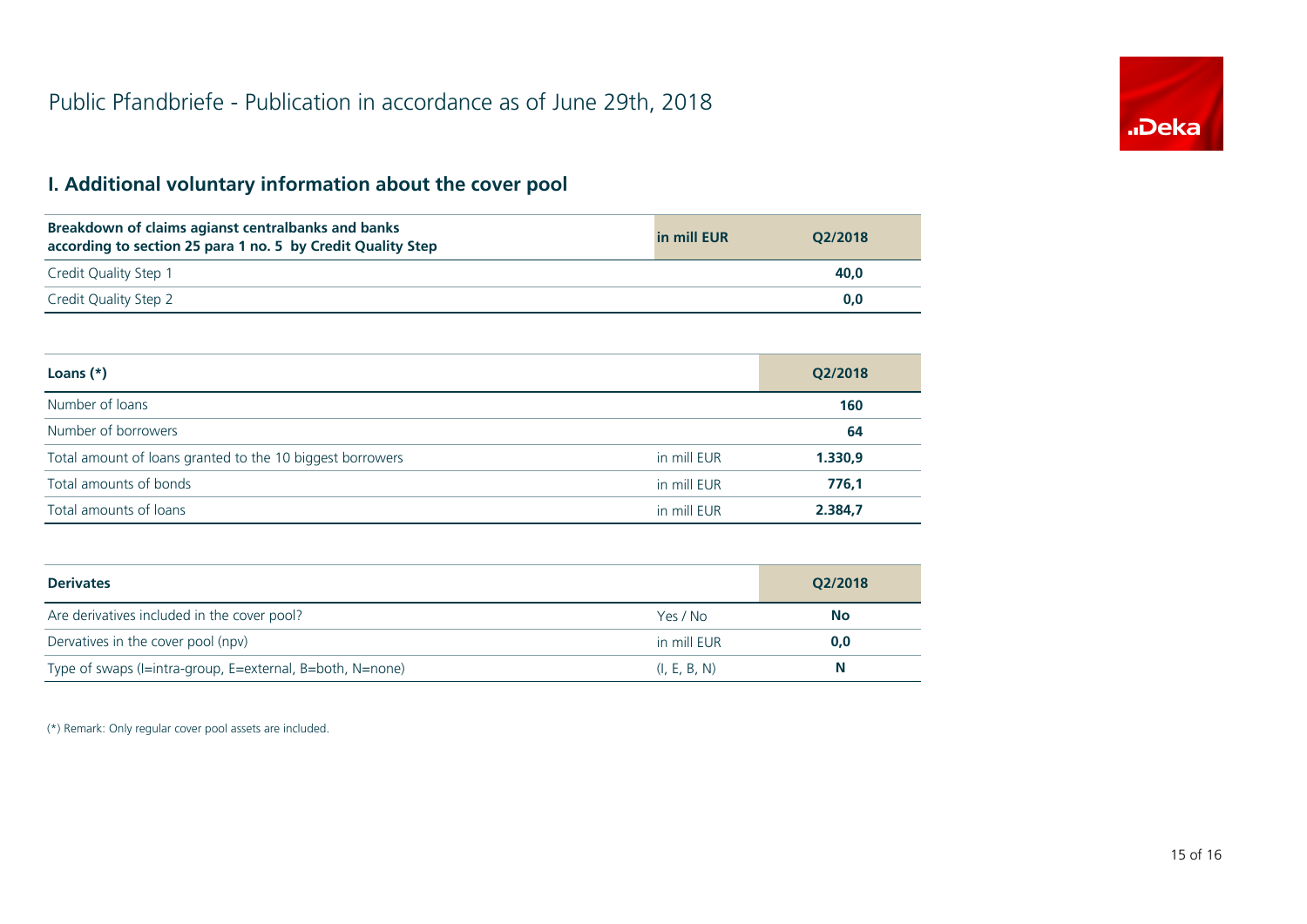# Public Pfandbriefe - Publication in accordance as of June 29th, 2018

## I. Additional voluntary information about the cover pool

| Breakdown of claims agianst centralbanks and banks according to section 25 para 1 no. 5 by Credit Quality Step | in mill EUR | Q2/2018 |
|---|---|---|
| Credit Quality Step 1 | | **40,0** |
| Credit Quality Step 2 | | **0,0** |

| Loans (*) | | Q2/2018 |
|---|---|---|
| Number of loans | | **160** |
| Number of borrowers | | **64** |
| Total amount of loans granted to the 10 biggest borrowers | in mill EUR | **1.330,9** |
| Total amounts of bonds | in mill EUR | **776,1** |
| Total amounts of loans | in mill EUR | **2.384,7** |

| Derivates | | Q2/2018 |
|---|---|---|
| Are derivatives included in the cover pool? | Yes / No | **No** |
| Dervatives in the cover pool (npv) | in mill EUR | **0,0** |
| Type of swaps (I=intra-group, E=external, B=both, N=none) | (I, E, B, N) | **N** |

(*) Remark: Only regular cover pool assets are included.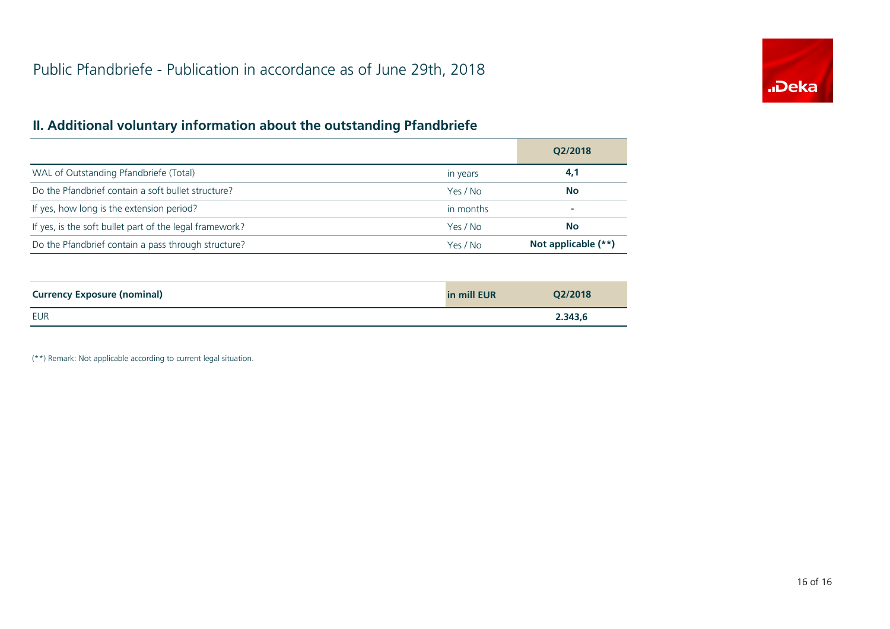# Public Pfandbriefe - Publication in accordance as of June 29th, 2018

## II. Additional voluntary information about the outstanding Pfandbriefe

| | | Q2/2018 |
|---|---|---|
| WAL of Outstanding Pfandbriefe (Total) | in years | **4,1** |
| Do the Pfandbrief contain a soft bullet structure? | Yes / No | **No** |
| If yes, how long is the extension period? | in months | **-** |
| If yes, is the soft bullet part of the legal framework? | Yes / No | **No** |
| Do the Pfandbrief contain a pass through structure? | Yes / No | **Not applicable (**)** |

| **Currency Exposure (nominal)** | **in mill EUR** | **Q2/2018** |
|---|---|---|
| EUR | | **2.343,6** |

(**) Remark: Not applicable according to current legal situation.